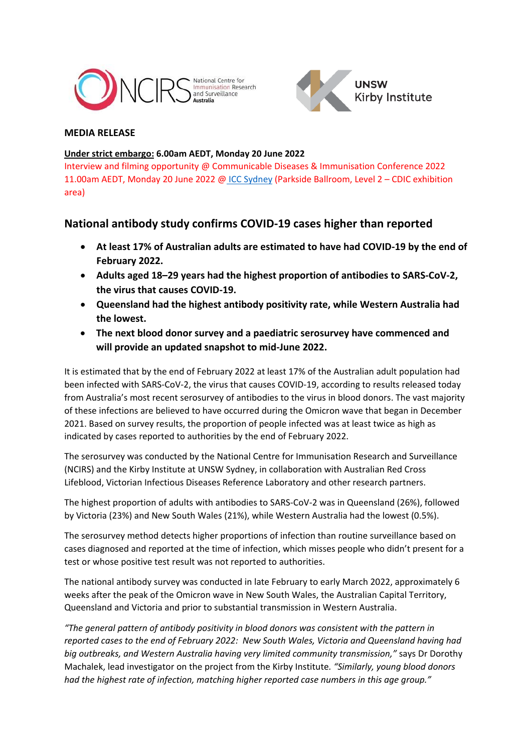NCIRS National Centre for Immunisation Research and Surveillance Australia

UNSW Kirby Institute

**MEDIA RELEASE**

**Under strict embargo: 6.00am AEDT, Monday 20 June 2022**

Interview and filming opportunity @ Communicable Diseases & Immunisation Conference 2022
11.00am AEDT, Monday 20 June 2022 @ ICC Sydney (Parkside Ballroom, Level 2 – CDIC exhibition area)

## National antibody study confirms COVID-19 cases higher than reported

- **At least 17% of Australian adults are estimated to have had COVID-19 by the end of February 2022.**
- **Adults aged 18–29 years had the highest proportion of antibodies to SARS-CoV-2, the virus that causes COVID-19.**
- **Queensland had the highest antibody positivity rate, while Western Australia had the lowest.**
- **The next blood donor survey and a paediatric serosurvey have commenced and will provide an updated snapshot to mid-June 2022.**

It is estimated that by the end of February 2022 at least 17% of the Australian adult population had been infected with SARS-CoV-2, the virus that causes COVID-19, according to results released today from Australia's most recent serosurvey of antibodies to the virus in blood donors. The vast majority of these infections are believed to have occurred during the Omicron wave that began in December 2021. Based on survey results, the proportion of people infected was at least twice as high as indicated by cases reported to authorities by the end of February 2022.

The serosurvey was conducted by the National Centre for Immunisation Research and Surveillance (NCIRS) and the Kirby Institute at UNSW Sydney, in collaboration with Australian Red Cross Lifeblood, Victorian Infectious Diseases Reference Laboratory and other research partners.

The highest proportion of adults with antibodies to SARS-CoV-2 was in Queensland (26%), followed by Victoria (23%) and New South Wales (21%), while Western Australia had the lowest (0.5%).

The serosurvey method detects higher proportions of infection than routine surveillance based on cases diagnosed and reported at the time of infection, which misses people who didn't present for a test or whose positive test result was not reported to authorities.

The national antibody survey was conducted in late February to early March 2022, approximately 6 weeks after the peak of the Omicron wave in New South Wales, the Australian Capital Territory, Queensland and Victoria and prior to substantial transmission in Western Australia.

*"The general pattern of antibody positivity in blood donors was consistent with the pattern in reported cases to the end of February 2022: New South Wales, Victoria and Queensland having had big outbreaks, and Western Australia having very limited community transmission,"* says Dr Dorothy Machalek, lead investigator on the project from the Kirby Institute. *"Similarly, young blood donors had the highest rate of infection, matching higher reported case numbers in this age group."*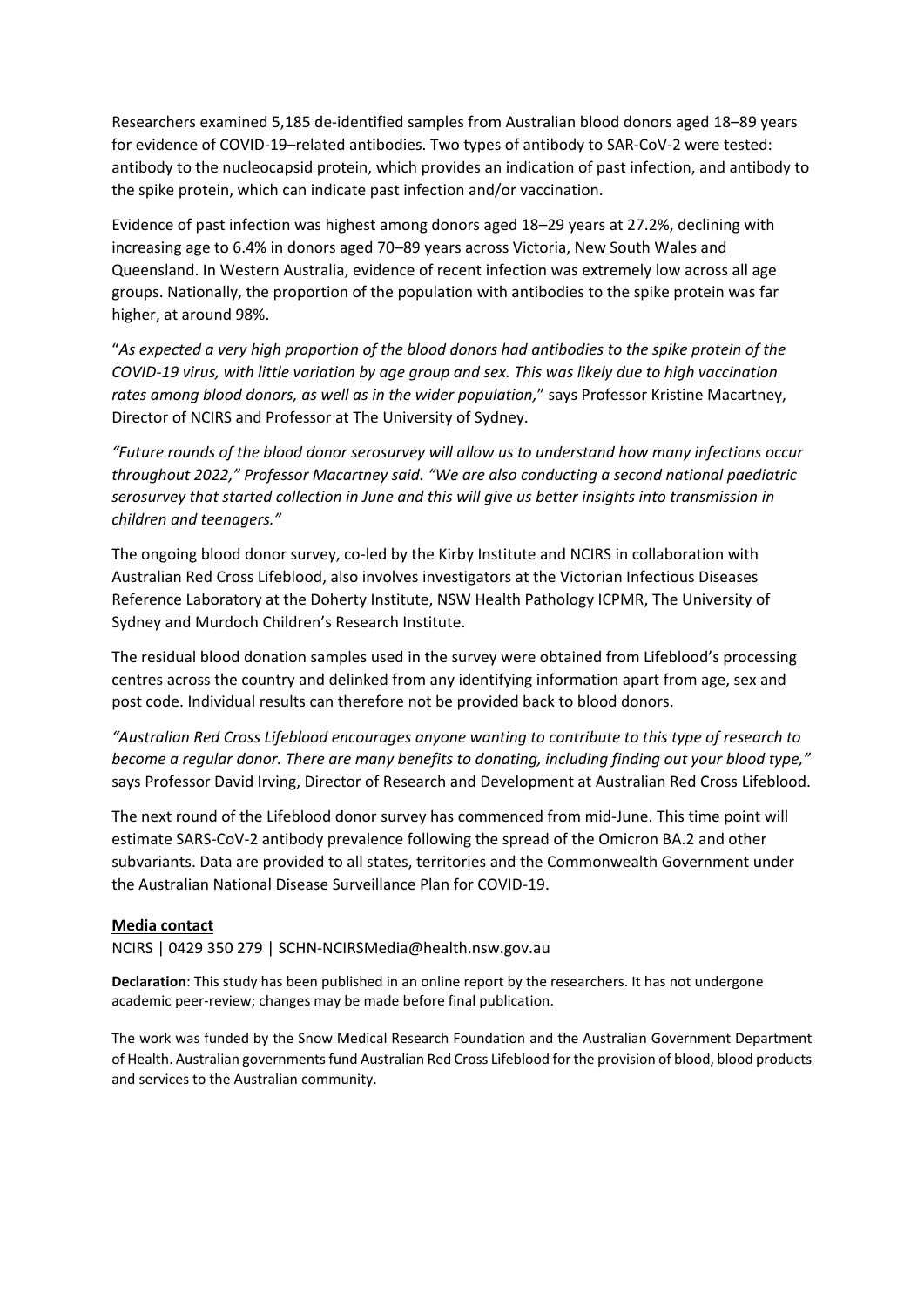Researchers examined 5,185 de-identified samples from Australian blood donors aged 18–89 years for evidence of COVID-19–related antibodies. Two types of antibody to SAR-CoV-2 were tested: antibody to the nucleocapsid protein, which provides an indication of past infection, and antibody to the spike protein, which can indicate past infection and/or vaccination.

Evidence of past infection was highest among donors aged 18–29 years at 27.2%, declining with increasing age to 6.4% in donors aged 70–89 years across Victoria, New South Wales and Queensland. In Western Australia, evidence of recent infection was extremely low across all age groups. Nationally, the proportion of the population with antibodies to the spike protein was far higher, at around 98%.

"*As expected a very high proportion of the blood donors had antibodies to the spike protein of the COVID-19 virus, with little variation by age group and sex. This was likely due to high vaccination rates among blood donors, as well as in the wider population,*" says Professor Kristine Macartney, Director of NCIRS and Professor at The University of Sydney.

*"Future rounds of the blood donor serosurvey will allow us to understand how many infections occur throughout 2022," Professor Macartney said. "We are also conducting a second national paediatric serosurvey that started collection in June and this will give us better insights into transmission in children and teenagers."*

The ongoing blood donor survey, co-led by the Kirby Institute and NCIRS in collaboration with Australian Red Cross Lifeblood, also involves investigators at the Victorian Infectious Diseases Reference Laboratory at the Doherty Institute, NSW Health Pathology ICPMR, The University of Sydney and Murdoch Children's Research Institute.

The residual blood donation samples used in the survey were obtained from Lifeblood's processing centres across the country and delinked from any identifying information apart from age, sex and post code. Individual results can therefore not be provided back to blood donors.

*"Australian Red Cross Lifeblood encourages anyone wanting to contribute to this type of research to become a regular donor. There are many benefits to donating, including finding out your blood type,"* says Professor David Irving, Director of Research and Development at Australian Red Cross Lifeblood.

The next round of the Lifeblood donor survey has commenced from mid-June. This time point will estimate SARS-CoV-2 antibody prevalence following the spread of the Omicron BA.2 and other subvariants. Data are provided to all states, territories and the Commonwealth Government under the Australian National Disease Surveillance Plan for COVID-19.

**Media contact**

NCIRS | 0429 350 279 | SCHN-NCIRSMedia@health.nsw.gov.au

**Declaration**: This study has been published in an online report by the researchers. It has not undergone academic peer-review; changes may be made before final publication.

The work was funded by the Snow Medical Research Foundation and the Australian Government Department of Health. Australian governments fund Australian Red Cross Lifeblood for the provision of blood, blood products and services to the Australian community.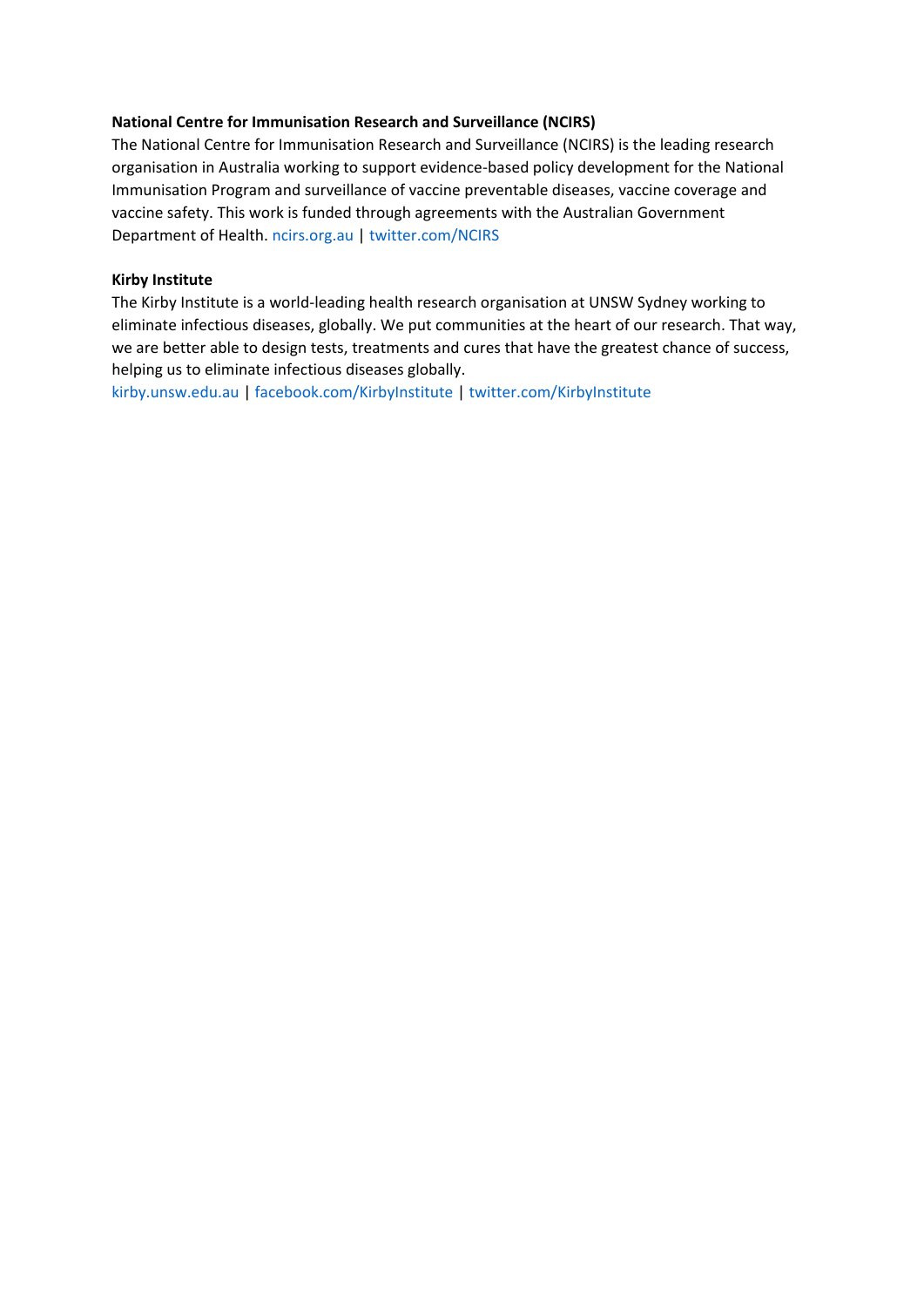**National Centre for Immunisation Research and Surveillance (NCIRS)**

The National Centre for Immunisation Research and Surveillance (NCIRS) is the leading research organisation in Australia working to support evidence-based policy development for the National Immunisation Program and surveillance of vaccine preventable diseases, vaccine coverage and vaccine safety. This work is funded through agreements with the Australian Government Department of Health. ncirs.org.au | twitter.com/NCIRS

**Kirby Institute**

The Kirby Institute is a world-leading health research organisation at UNSW Sydney working to eliminate infectious diseases, globally. We put communities at the heart of our research. That way, we are better able to design tests, treatments and cures that have the greatest chance of success, helping us to eliminate infectious diseases globally.

kirby.unsw.edu.au | facebook.com/KirbyInstitute | twitter.com/KirbyInstitute